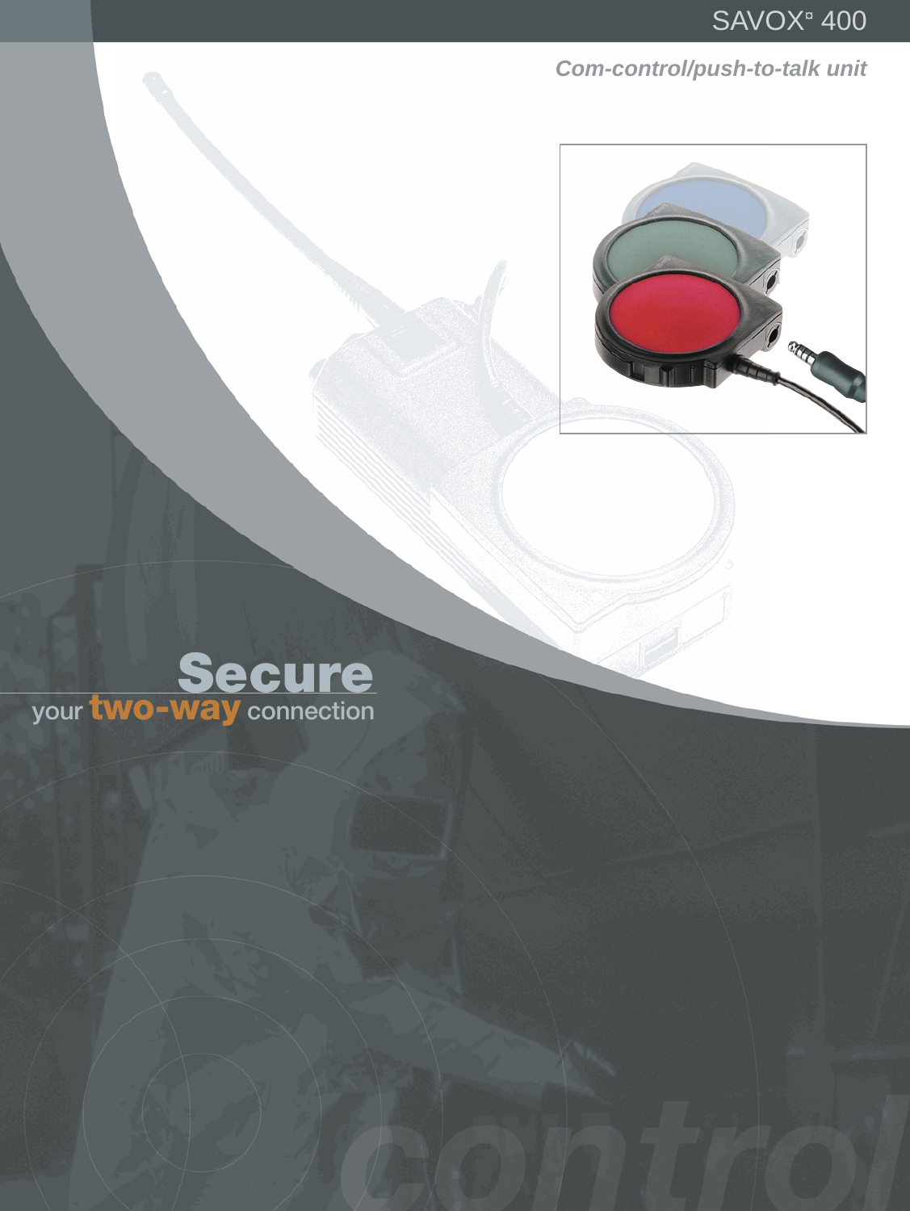# SAVOX¤ 400

*Com-control/push-to-talk unit*

**Secure**
your **two-way** connection

control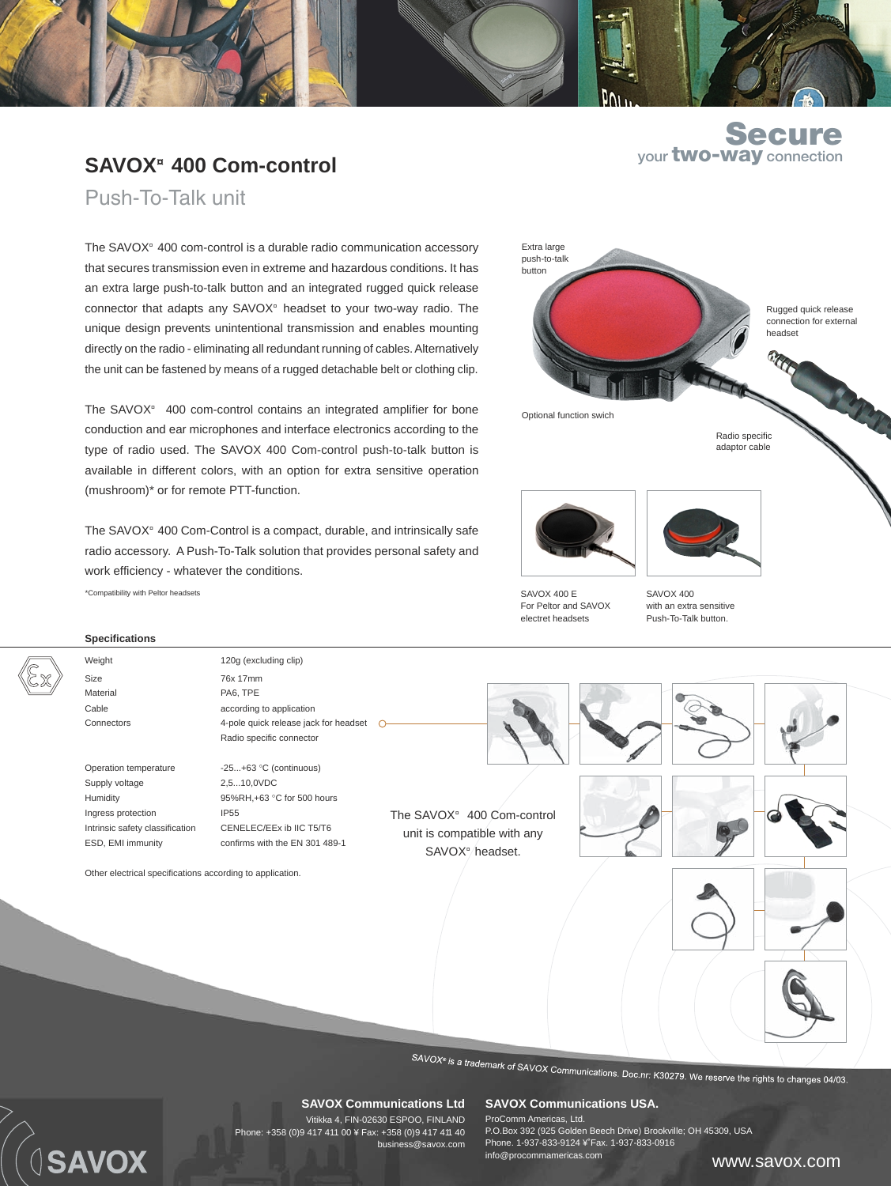Secure
your two-way connection

# SAVOX¤ 400 Com-control

## Push-To-Talk unit

The SAVOX° 400 com-control is a durable radio communication accessory that secures transmission even in extreme and hazardous conditions. It has an extra large push-to-talk button and an integrated rugged quick release connector that adapts any SAVOX° headset to your two-way radio. The unique design prevents unintentional transmission and enables mounting directly on the radio - eliminating all redundant running of cables. Alternatively the unit can be fastened by means of a rugged detachable belt or clothing clip.

The SAVOX° 400 com-control contains an integrated amplifier for bone conduction and ear microphones and interface electronics according to the type of radio used. The SAVOX 400 Com-control push-to-talk button is available in different colors, with an option for extra sensitive operation (mushroom)* or for remote PTT-function.

The SAVOX° 400 Com-Control is a compact, durable, and intrinsically safe radio accessory. A Push-To-Talk solution that provides personal safety and work efficiency - whatever the conditions.

*Compatibility with Peltor headsets

Extra large push-to-talk button

Rugged quick release connection for external headset

Optional function swich

Radio specific adaptor cable

SAVOX 400 E
For Peltor and SAVOX electret headsets

SAVOX 400
with an extra sensitive Push-To-Talk button.

### Specifications

| | |
|---|---|
| Weight | 120g (excluding clip) |
| Size | 76x 17mm |
| Material | PA6, TPE |
| Cable | according to application |
| Connectors | 4-pole quick release jack for headset |
| | Radio specific connector |
| Operation temperature | -25...+63 °C (continuous) |
| Supply voltage | 2,5...10,0VDC |
| Humidity | 95%RH,+63 °C for 500 hours |
| Ingress protection | IP55 |
| Intrinsic safety classification | CENELEC/EEx ib IIC T5/T6 |
| ESD, EMI immunity | confirms with the EN 301 489-1 |

Other electrical specifications according to application.

The SAVOX° 400 Com-control unit is compatible with any SAVOX° headset.

*SAVOX° is a trademark of SAVOX Communications. Doc.nr: K30279. We reserve the rights to changes 04/03.*

**SAVOX Communications Ltd**
Vitikka 4, FIN-02630 ESPOO, FINLAND
Phone: +358 (0)9 417 411 00 ¥ Fax: +358 (0)9 417 411 40
business@savox.com

**SAVOX Communications USA.**
ProComm Americas, Ltd.
P.O.Box 392 (925 Golden Beech Drive) Brookville; OH 45309, USA
Phone. 1-937-833-9124 ¥ Fax. 1-937-833-0916
info@procommamericas.com

SAVOX

www.savox.com